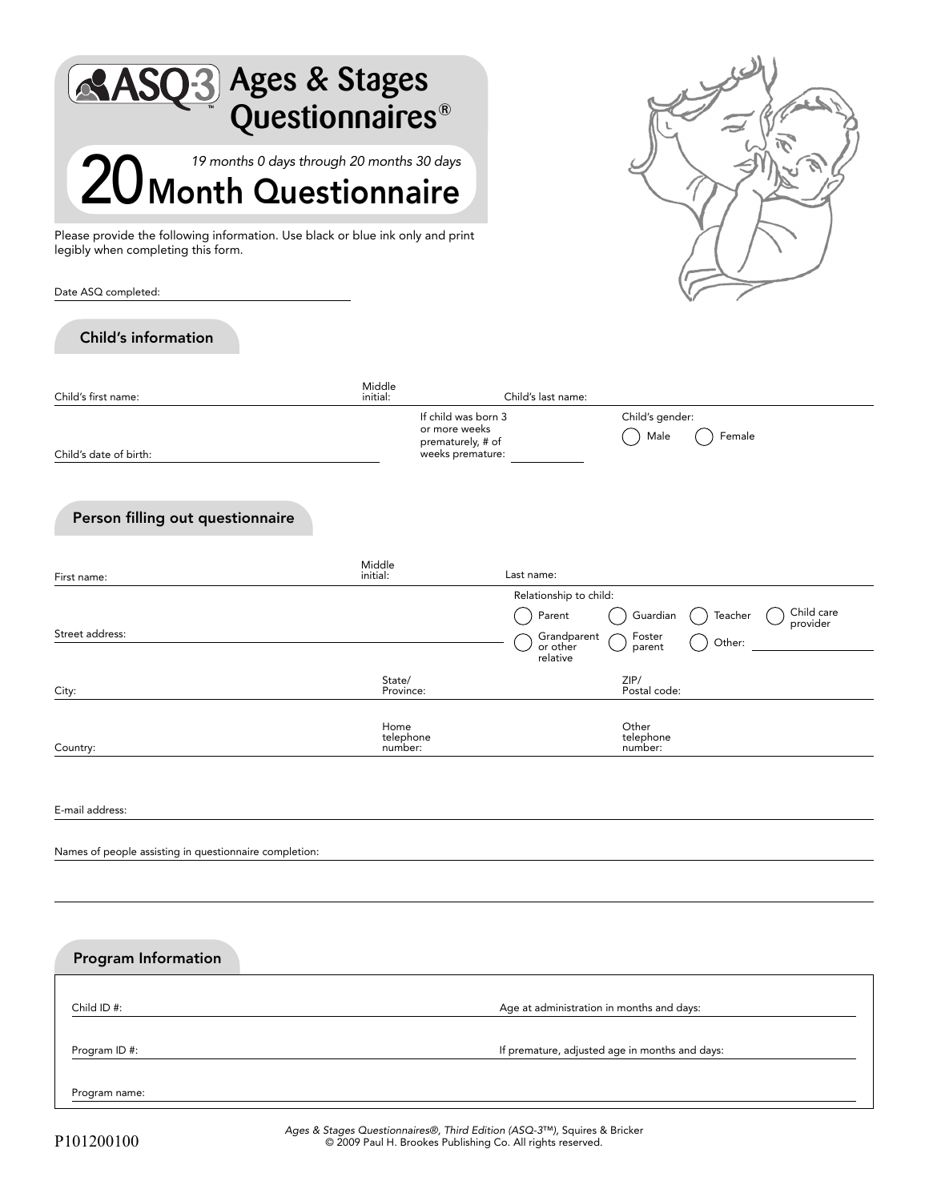# ASQ-3™ Ages & Stages Questionnaires®

## 20 Month Questionnaire

*19 months 0 days through 20 months 30 days*

Please provide the following information. Use black or blue ink only and print legibly when completing this form.

Date ASQ completed: ____________________

### Child's information

Child's first name: ____________________ Middle initial: ______ Child's last name: ____________________

Child's date of birth: ____________________

If child was born 3 or more weeks prematurely, # of weeks premature: __________

Child's gender: ◯ Male ◯ Female

### Person filling out questionnaire

First name: ____________________ Middle initial: ______ Last name: ____________________

Street address: ____________________

Relationship to child:
◯ Parent ◯ Guardian ◯ Teacher ◯ Child care provider
◯ Grandparent or other relative ◯ Foster parent ◯ Other: __________

City: ____________________ State/Province: ____________________ ZIP/Postal code: ____________________

Country: ____________________ Home telephone number: ____________________ Other telephone number: ____________________

E-mail address: ____________________

Names of people assisting in questionnaire completion: ____________________

### Program Information

Child ID #: ____________________ Age at administration in months and days: ____________________

Program ID #: ____________________ If premature, adjusted age in months and days: ____________________

Program name: ____________________

*Ages & Stages Questionnaires®, Third Edition (ASQ-3™)*, Squires & Bricker
© 2009 Paul H. Brookes Publishing Co. All rights reserved.

P101200100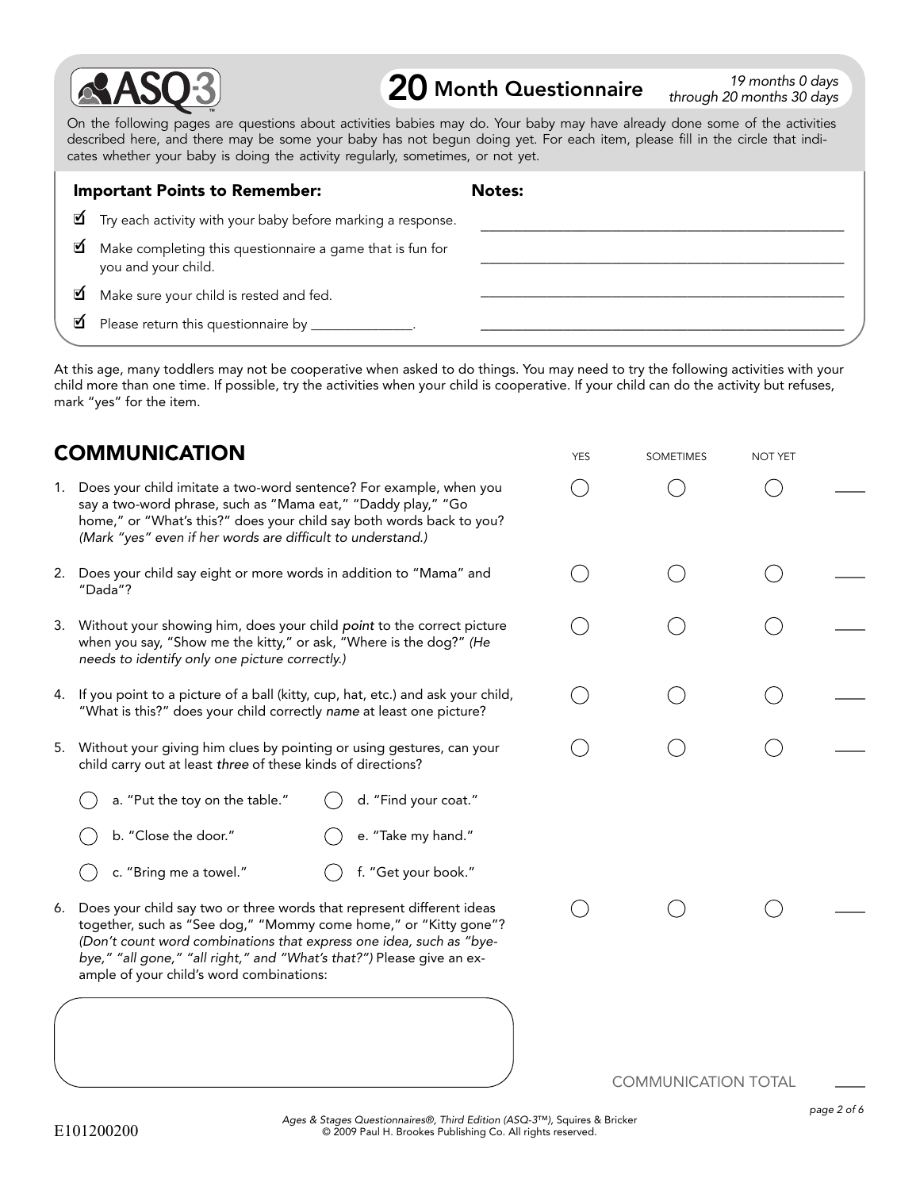# ASQ-3

## 20 Month Questionnaire

*19 months 0 days through 20 months 30 days*

On the following pages are questions about activities babies may do. Your baby may have already done some of the activities described here, and there may be some your baby has not begun doing yet. For each item, please fill in the circle that indicates whether your baby is doing the activity regularly, sometimes, or not yet.

**Important Points to Remember:**

- ☑ Try each activity with your baby before marking a response.
- ☑ Make completing this questionnaire a game that is fun for you and your child.
- ☑ Make sure your child is rested and fed.
- ☑ Please return this questionnaire by _______________.

**Notes:**

___________________________________________________

___________________________________________________

___________________________________________________

___________________________________________________

At this age, many toddlers may not be cooperative when asked to do things. You may need to try the following activities with your child more than one time. If possible, try the activities when your child is cooperative. If your child can do the activity but refuses, mark "yes" for the item.

## COMMUNICATION

| | YES | SOMETIMES | NOT YET | |
|---|---|---|---|---|
| 1. Does your child imitate a two-word sentence? For example, when you say a two-word phrase, such as "Mama eat," "Daddy play," "Go home," or "What's this?" does your child say both words back to you? *(Mark "yes" even if her words are difficult to understand.)* | ◯ | ◯ | ◯ | ____ |
| 2. Does your child say eight or more words in addition to "Mama" and "Dada"? | ◯ | ◯ | ◯ | ____ |
| 3. Without your showing him, does your child *point* to the correct picture when you say, "Show me the kitty," or ask, "Where is the dog?" *(He needs to identify only one picture correctly.)* | ◯ | ◯ | ◯ | ____ |
| 4. If you point to a picture of a ball (kitty, cup, hat, etc.) and ask your child, "What is this?" does your child correctly *name* at least one picture? | ◯ | ◯ | ◯ | ____ |
| 5. Without your giving him clues by pointing or using gestures, can your child carry out at least *three* of these kinds of directions? | ◯ | ◯ | ◯ | ____ |

- ◯ a. "Put the toy on the table."
- ◯ b. "Close the door."
- ◯ c. "Bring me a towel."
- ◯ d. "Find your coat."
- ◯ e. "Take my hand."
- ◯ f. "Get your book."

| | YES | SOMETIMES | NOT YET | |
|---|---|---|---|---|
| 6. Does your child say two or three words that represent different ideas together, such as "See dog," "Mommy come home," or "Kitty gone"? *(Don't count word combinations that express one idea, such as "bye-bye," "all gone," "all right," and "What's that?")* Please give an example of your child's word combinations: | ◯ | ◯ | ◯ | ____ |

COMMUNICATION TOTAL ____

*Ages & Stages Questionnaires®, Third Edition (ASQ-3™), Squires & Bricker*
© 2009 Paul H. Brookes Publishing Co. All rights reserved.

E101200200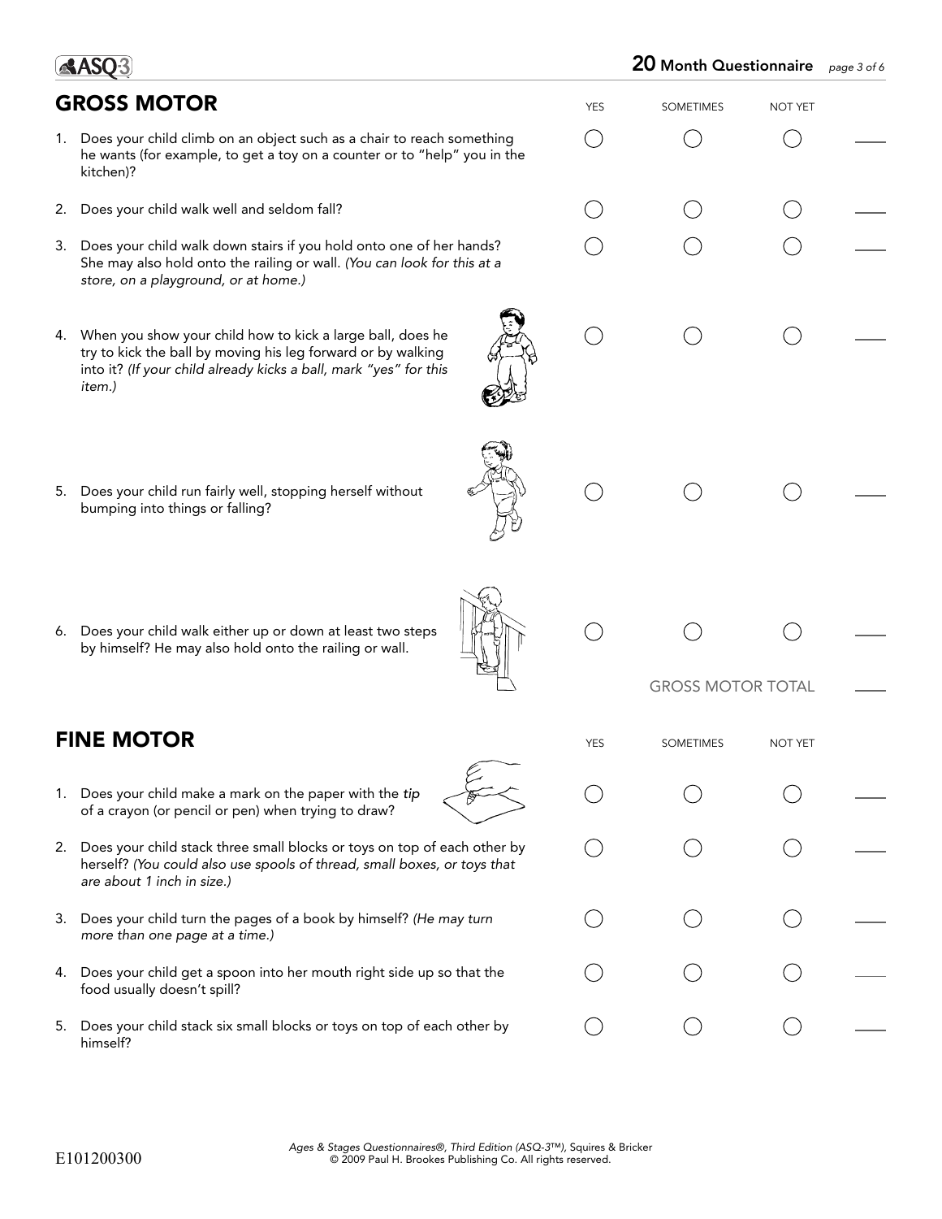## GROSS MOTOR

| | YES | SOMETIMES | NOT YET | |
|---|---|---|---|---|
| 1. Does your child climb on an object such as a chair to reach something he wants (for example, to get a toy on a counter or to "help" you in the kitchen)? | ○ | ○ | ○ | ___ |
| 2. Does your child walk well and seldom fall? | ○ | ○ | ○ | ___ |
| 3. Does your child walk down stairs if you hold onto one of her hands? She may also hold onto the railing or wall. *(You can look for this at a store, on a playground, or at home.)* | ○ | ○ | ○ | ___ |
| 4. When you show your child how to kick a large ball, does he try to kick the ball by moving his leg forward or by walking into it? *(If your child already kicks a ball, mark "yes" for this item.)* | ○ | ○ | ○ | ___ |
| 5. Does your child run fairly well, stopping herself without bumping into things or falling? | ○ | ○ | ○ | ___ |
| 6. Does your child walk either up or down at least two steps by himself? He may also hold onto the railing or wall. | ○ | ○ | ○ | ___ |
| | | GROSS MOTOR TOTAL | | ___ |

## FINE MOTOR

| | YES | SOMETIMES | NOT YET | |
|---|---|---|---|---|
| 1. Does your child make a mark on the paper with the *tip* of a crayon (or pencil or pen) when trying to draw? | ○ | ○ | ○ | ___ |
| 2. Does your child stack three small blocks or toys on top of each other by herself? *(You could also use spools of thread, small boxes, or toys that are about 1 inch in size.)* | ○ | ○ | ○ | ___ |
| 3. Does your child turn the pages of a book by himself? *(He may turn more than one page at a time.)* | ○ | ○ | ○ | ___ |
| 4. Does your child get a spoon into her mouth right side up so that the food usually doesn't spill? | ○ | ○ | ○ | ___ |
| 5. Does your child stack six small blocks or toys on top of each other by himself? | ○ | ○ | ○ | ___ |

E101200300

*Ages & Stages Questionnaires®, Third Edition (ASQ-3™)*, Squires & Bricker
© 2009 Paul H. Brookes Publishing Co. All rights reserved.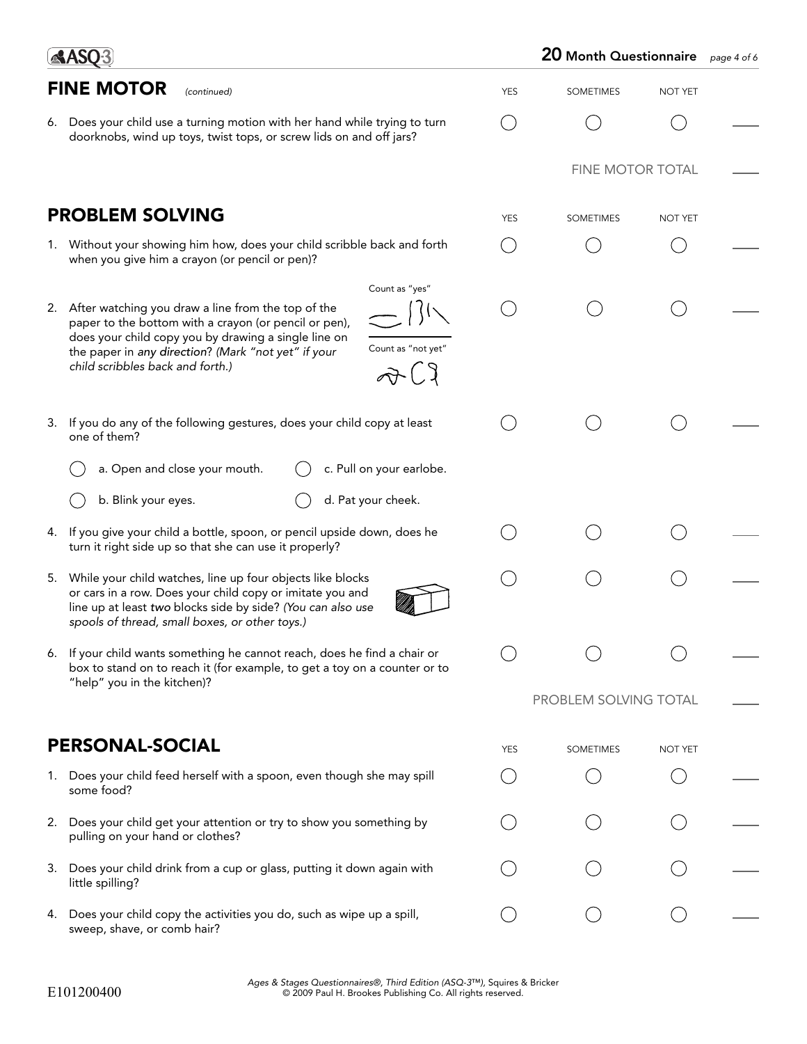## FINE MOTOR *(continued)*

| | YES | SOMETIMES | NOT YET | |
|---|---|---|---|---|
| 6. Does your child use a turning motion with her hand while trying to turn doorknobs, wind up toys, twist tops, or screw lids on and off jars? | ◯ | ◯ | ◯ | ____ |
| | | FINE MOTOR TOTAL | | ____ |

## PROBLEM SOLVING

| | YES | SOMETIMES | NOT YET | |
|---|---|---|---|---|
| 1. Without your showing him how, does your child scribble back and forth when you give him a crayon (or pencil or pen)? | ◯ | ◯ | ◯ | ____ |
| 2. After watching you draw a line from the top of the paper to the bottom with a crayon (or pencil or pen), does your child copy you by drawing a single line on the paper in *any direction*? *(Mark "not yet" if your child scribbles back and forth.)* Count as "yes" / Count as "not yet" | ◯ | ◯ | ◯ | ____ |
| 3. If you do any of the following gestures, does your child copy at least one of them? ◯ a. Open and close your mouth. ◯ b. Blink your eyes. ◯ c. Pull on your earlobe. ◯ d. Pat your cheek. | ◯ | ◯ | ◯ | ____ |
| 4. If you give your child a bottle, spoon, or pencil upside down, does he turn it right side up so that she can use it properly? | ◯ | ◯ | ◯ | ____ |
| 5. While your child watches, line up four objects like blocks or cars in a row. Does your child copy or imitate you and line up at least *two* blocks side by side? *(You can also use spools of thread, small boxes, or other toys.)* | ◯ | ◯ | ◯ | ____ |
| 6. If your child wants something he cannot reach, does he find a chair or box to stand on to reach it (for example, to get a toy on a counter or to "help" you in the kitchen)? | ◯ | ◯ | ◯ | ____ |
| | | PROBLEM SOLVING TOTAL | | ____ |

## PERSONAL-SOCIAL

| | YES | SOMETIMES | NOT YET | |
|---|---|---|---|---|
| 1. Does your child feed herself with a spoon, even though she may spill some food? | ◯ | ◯ | ◯ | ____ |
| 2. Does your child get your attention or try to show you something by pulling on your hand or clothes? | ◯ | ◯ | ◯ | ____ |
| 3. Does your child drink from a cup or glass, putting it down again with little spilling? | ◯ | ◯ | ◯ | ____ |
| 4. Does your child copy the activities you do, such as wipe up a spill, sweep, shave, or comb hair? | ◯ | ◯ | ◯ | ____ |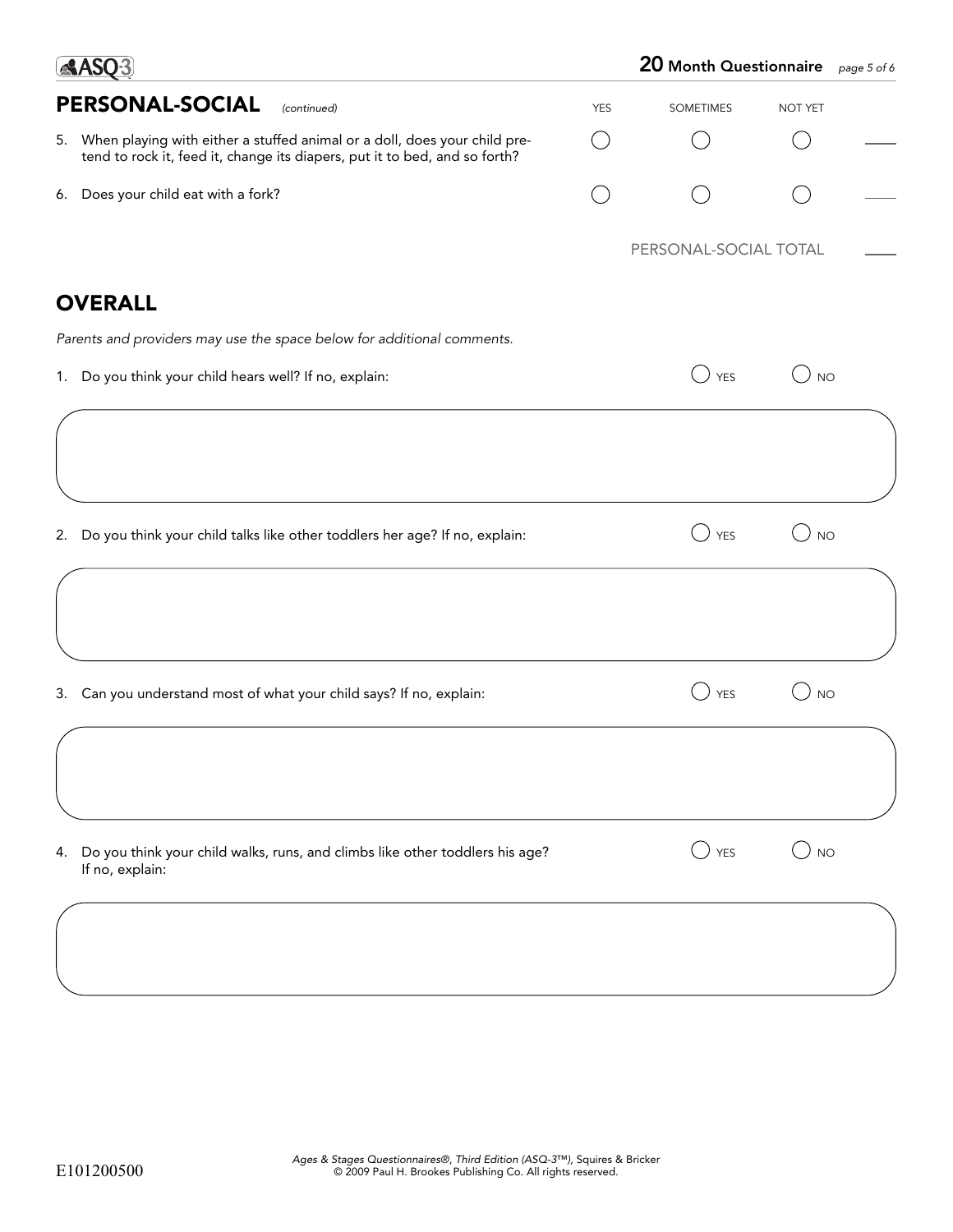## PERSONAL-SOCIAL *(continued)*

| | YES | SOMETIMES | NOT YET | |
|---|---|---|---|---|
| 5. When playing with either a stuffed animal or a doll, does your child pretend to rock it, feed it, change its diapers, put it to bed, and so forth? | ○ | ○ | ○ | ___ |
| 6. Does your child eat with a fork? | ○ | ○ | ○ | ___ |

PERSONAL-SOCIAL TOTAL ___

## OVERALL

*Parents and providers may use the space below for additional comments.*

1. Do you think your child hears well? If no, explain: ○ YES ○ NO

2. Do you think your child talks like other toddlers her age? If no, explain: ○ YES ○ NO

3. Can you understand most of what your child says? If no, explain: ○ YES ○ NO

4. Do you think your child walks, runs, and climbs like other toddlers his age? If no, explain: ○ YES ○ NO

E101200500

*Ages & Stages Questionnaires®, Third Edition (ASQ-3™)*, Squires & Bricker
© 2009 Paul H. Brookes Publishing Co. All rights reserved.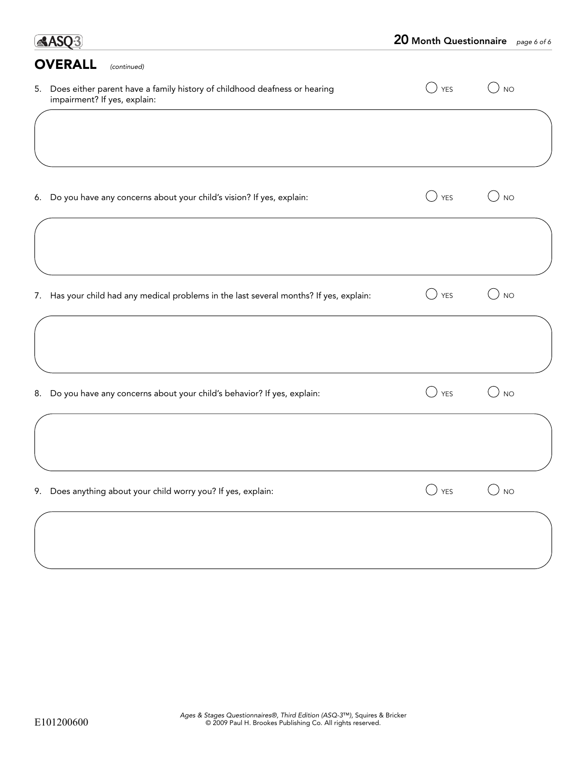## OVERALL *(continued)*

5. Does either parent have a family history of childhood deafness or hearing impairment? If yes, explain: ◯ YES ◯ NO

6. Do you have any concerns about your child's vision? If yes, explain: ◯ YES ◯ NO

7. Has your child had any medical problems in the last several months? If yes, explain: ◯ YES ◯ NO

8. Do you have any concerns about your child's behavior? If yes, explain: ◯ YES ◯ NO

9. Does anything about your child worry you? If yes, explain: ◯ YES ◯ NO

E101200600

*Ages & Stages Questionnaires®, Third Edition (ASQ-3™)*, Squires & Bricker
© 2009 Paul H. Brookes Publishing Co. All rights reserved.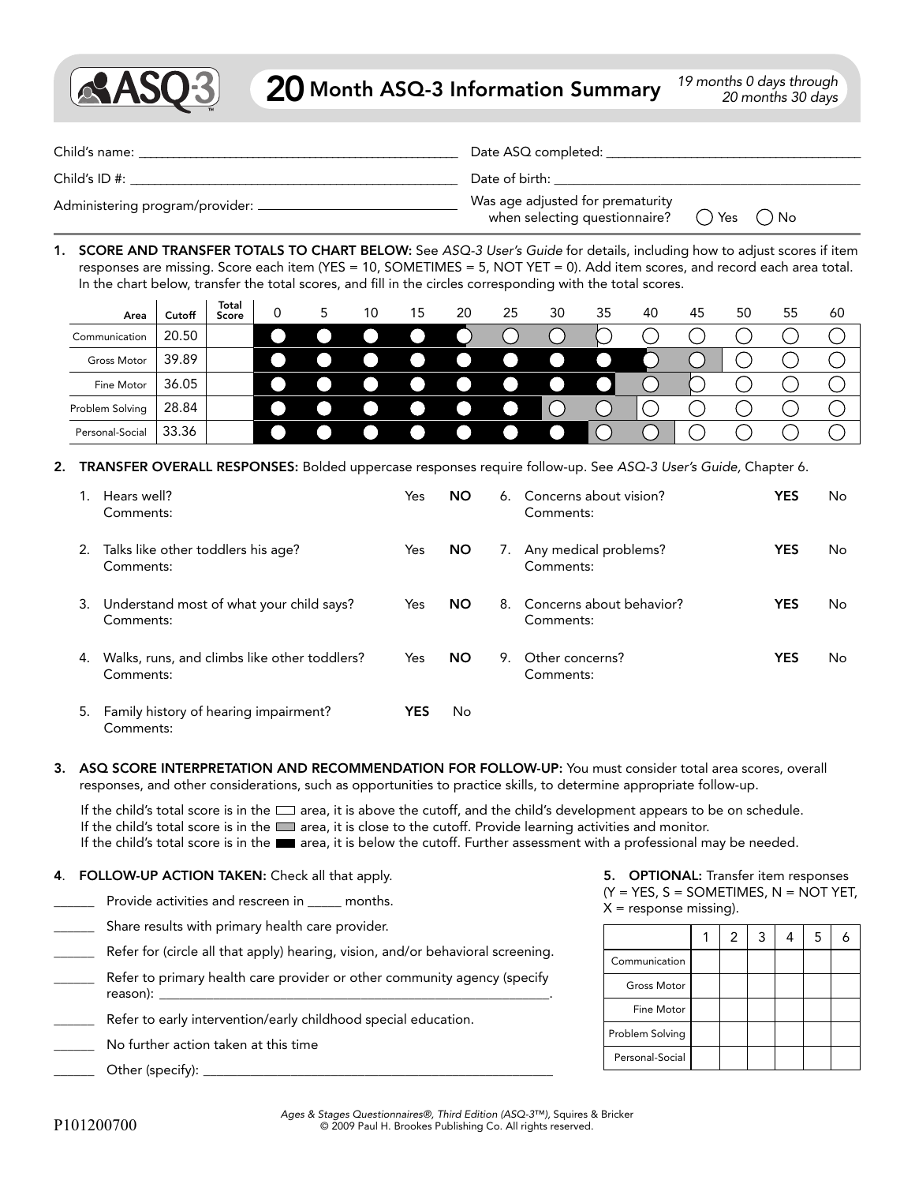# ASQ-3

## 20 Month ASQ-3 Information Summary

*19 months 0 days through 20 months 30 days*

Child's name: ________________________________ Date ASQ completed: ________________________________

Child's ID #: ________________________________ Date of birth: ________________________________

Administering program/provider: ________________________________ Was age adjusted for prematurity when selecting questionnaire? ◯ Yes ◯ No

**1. SCORE AND TRANSFER TOTALS TO CHART BELOW:** See *ASQ-3 User's Guide* for details, including how to adjust scores if item responses are missing. Score each item (YES = 10, SOMETIMES = 5, NOT YET = 0). Add item scores, and record each area total. In the chart below, transfer the total scores, and fill in the circles corresponding with the total scores.

| Area | Cutoff | Total Score | 0 | 5 | 10 | 15 | 20 | 25 | 30 | 35 | 40 | 45 | 50 | 55 | 60 |
|---|---|---|---|---|---|---|---|---|---|---|---|---|---|---|---|
| Communication | 20.50 | | ● | ● | ● | ● | ● | ◯ | ◯ | ◯ | ◯ | ◯ | ◯ | ◯ | ◯ |
| Gross Motor | 39.89 | | ● | ● | ● | ● | ● | ● | ● | ● | ● | ◯ | ◯ | ◯ | ◯ |
| Fine Motor | 36.05 | | ● | ● | ● | ● | ● | ● | ● | ● | ◯ | ◯ | ◯ | ◯ | ◯ |
| Problem Solving | 28.84 | | ● | ● | ● | ● | ● | ● | ◯ | ◯ | ◯ | ◯ | ◯ | ◯ | ◯ |
| Personal-Social | 33.36 | | ● | ● | ● | ● | ● | ● | ● | ◯ | ◯ | ◯ | ◯ | ◯ | ◯ |

**2. TRANSFER OVERALL RESPONSES:** Bolded uppercase responses require follow-up. See *ASQ-3 User's Guide*, Chapter 6.

1. Hears well? Yes **NO**
   Comments:
2. Talks like other toddlers his age? Yes **NO**
   Comments:
3. Understand most of what your child says? Yes **NO**
   Comments:
4. Walks, runs, and climbs like other toddlers? Yes **NO**
   Comments:
5. Family history of hearing impairment? **YES** No
   Comments:
6. Concerns about vision? **YES** No
   Comments:
7. Any medical problems? **YES** No
   Comments:
8. Concerns about behavior? **YES** No
   Comments:
9. Other concerns? **YES** No
   Comments:

**3. ASQ SCORE INTERPRETATION AND RECOMMENDATION FOR FOLLOW-UP:** You must consider total area scores, overall responses, and other considerations, such as opportunities to practice skills, to determine appropriate follow-up.

If the child's total score is in the ☐ area, it is above the cutoff, and the child's development appears to be on schedule.
If the child's total score is in the ▒ area, it is close to the cutoff. Provide learning activities and monitor.
If the child's total score is in the ■ area, it is below the cutoff. Further assessment with a professional may be needed.

**4. FOLLOW-UP ACTION TAKEN:** Check all that apply.

______ Provide activities and rescreen in _____ months.
______ Share results with primary health care provider.
______ Refer for (circle all that apply) hearing, vision, and/or behavioral screening.
______ Refer to primary health care provider or other community agency (specify reason): ________________________________.
______ Refer to early intervention/early childhood special education.
______ No further action taken at this time
______ Other (specify): ________________________________

**5. OPTIONAL:** Transfer item responses (Y = YES, S = SOMETIMES, N = NOT YET, X = response missing).

| | 1 | 2 | 3 | 4 | 5 | 6 |
|---|---|---|---|---|---|---|
| Communication | | | | | | |
| Gross Motor | | | | | | |
| Fine Motor | | | | | | |
| Problem Solving | | | | | | |
| Personal-Social | | | | | | |

*Ages & Stages Questionnaires®, Third Edition (ASQ-3™)*, Squires & Bricker
© 2009 Paul H. Brookes Publishing Co. All rights reserved.

P101200700